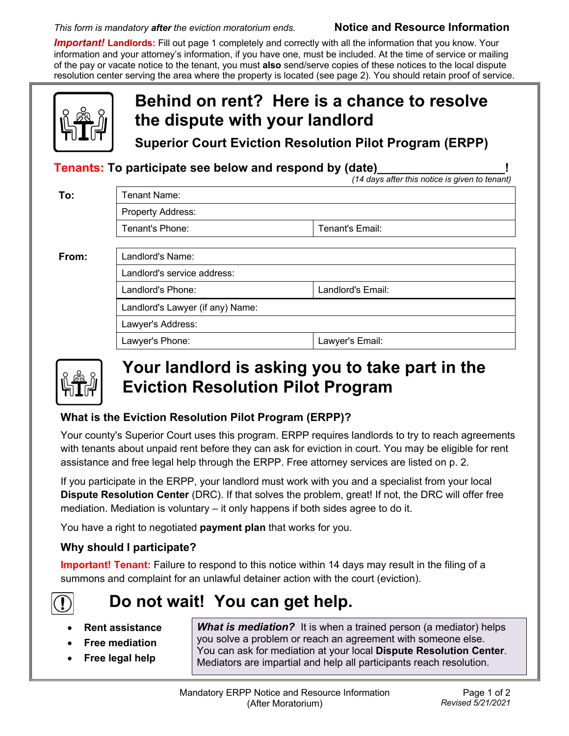*This form is mandatory **after** the eviction moratorium ends.* **Notice and Resource Information**

***Important!*** **Landlords:** Fill out page 1 completely and correctly with all the information that you know. Your information and your attorney's information, if you have one, must be included. At the time of service or mailing of the pay or vacate notice to the tenant, you must **also** send/serve copies of these notices to the local dispute resolution center serving the area where the property is located (see page 2). You should retain proof of service.

# Behind on rent? Here is a chance to resolve the dispute with your landlord

## Superior Court Eviction Resolution Pilot Program (ERPP)

**Tenants: To participate see below and respond by (date)\_\_\_\_\_\_\_\_\_\_\_\_\_\_\_\_\_\_!**

*(14 days after this notice is given to tenant)*

| **To:** | | |
|---|---|---|
| | Tenant Name: | |
| | Property Address: | |
| | Tenant's Phone: | Tenant's Email: |

| **From:** | | |
|---|---|---|
| | Landlord's Name: | |
| | Landlord's service address: | |
| | Landlord's Phone: | Landlord's Email: |
| | Landlord's Lawyer (if any) Name: | |
| | Lawyer's Address: | |
| | Lawyer's Phone: | Lawyer's Email: |

# Your landlord is asking you to take part in the Eviction Resolution Pilot Program

### What is the Eviction Resolution Pilot Program (ERPP)?

Your county's Superior Court uses this program. ERPP requires landlords to try to reach agreements with tenants about unpaid rent before they can ask for eviction in court. You may be eligible for rent assistance and free legal help through the ERPP. Free attorney services are listed on p. 2.

If you participate in the ERPP, your landlord must work with you and a specialist from your local **Dispute Resolution Center** (DRC). If that solves the problem, great! If not, the DRC will offer free mediation. Mediation is voluntary – it only happens if both sides agree to do it.

You have a right to negotiated **payment plan** that works for you.

### Why should I participate?

**Important! Tenant:** Failure to respond to this notice within 14 days may result in the filing of a summons and complaint for an unlawful detainer action with the court (eviction).

# Do not wait! You can get help.

- **Rent assistance**
- **Free mediation**
- **Free legal help**

***What is mediation?*** It is when a trained person (a mediator) helps you solve a problem or reach an agreement with someone else. You can ask for mediation at your local **Dispute Resolution Center**. Mediators are impartial and help all participants reach resolution.

Mandatory ERPP Notice and Resource Information (After Moratorium)

*Revised 5/21/2021*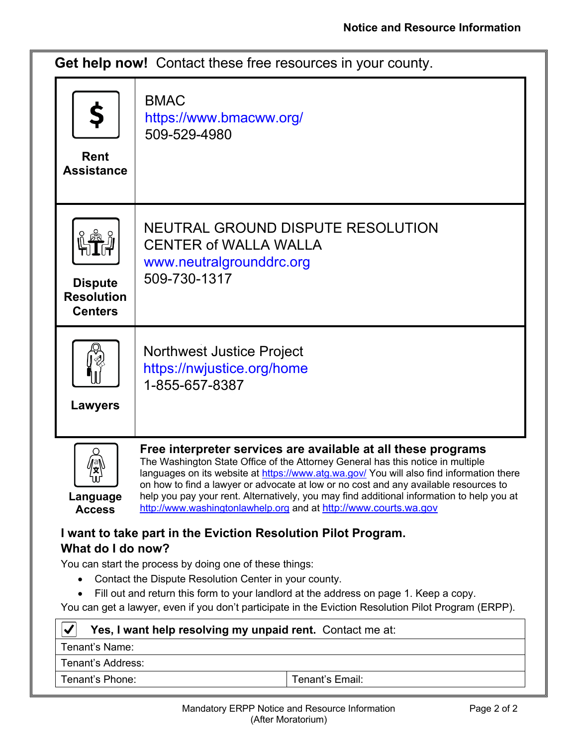## Get help now! Contact these free resources in your county.

| | |
|---|---|
| **Rent Assistance** | BMAC<br>https://www.bmacww.org/<br>509-529-4980 |
| **Dispute Resolution Centers** | NEUTRAL GROUND DISPUTE RESOLUTION CENTER of WALLA WALLA<br>www.neutralgrounddrc.org<br>509-730-1317 |
| **Lawyers** | Northwest Justice Project<br>https://nwjustice.org/home<br>1-855-657-8387 |

**Language Access**

**Free interpreter services are available at all these programs**
The Washington State Office of the Attorney General has this notice in multiple languages on its website at https://www.atg.wa.gov/ You will also find information there on how to find a lawyer or advocate at low or no cost and any available resources to help you pay your rent. Alternatively, you may find additional information to help you at http://www.washingtonlawhelp.org and at http://www.courts.wa.gov

### I want to take part in the Eviction Resolution Pilot Program. What do I do now?

You can start the process by doing one of these things:

- Contact the Dispute Resolution Center in your county.
- Fill out and return this form to your landlord at the address on page 1. Keep a copy.

You can get a lawyer, even if you don't participate in the Eviction Resolution Pilot Program (ERPP).

| ☑ **Yes, I want help resolving my unpaid rent.** Contact me at: | |
|---|---|
| Tenant's Name: | |
| Tenant's Address: | |
| Tenant's Phone: | Tenant's Email: |

Mandatory ERPP Notice and Resource Information
(After Moratorium)